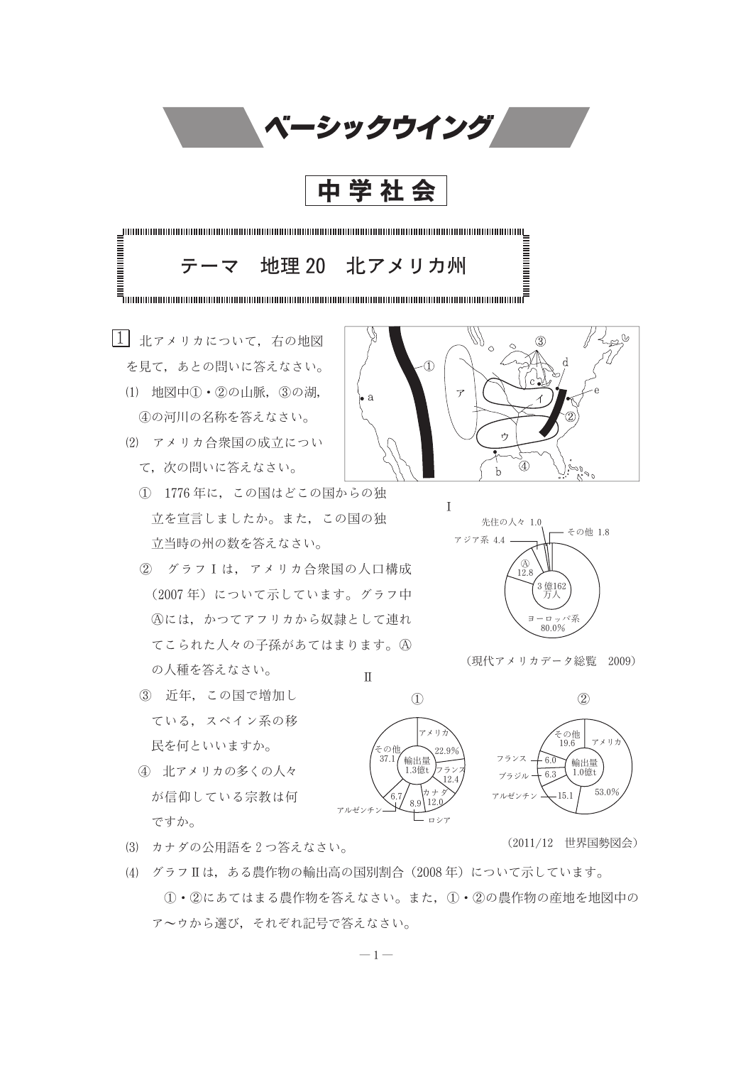# ベーシックウイング

## 中学社会

### テーマ　地理 20　北アメリカ州

**1**　北アメリカについて，右の地図を見て，あとの問いに答えなさい。

(1)　地図中①・②の山脈，③の湖，④の河川の名称を答えなさい。

(2)　アメリカ合衆国の成立について，次の問いに答えなさい。

①　1776 年に，この国はどこの国からの独立を宣言しましたか。また，この国の独立当時の州の数を答えなさい。

②　グラフⅠは，アメリカ合衆国の人口構成（2007 年）について示しています。グラフ中Ⓐには，かつてアフリカから奴隷として連れてこられた人々の子孫があてはまります。Ⓐの人種を答えなさい。

③　近年，この国で増加している，スペイン系の移民を何といいますか。

④　北アメリカの多くの人々が信仰している宗教は何ですか。

Ⅰ

| 区分 | % |
|---|---|
| ヨーロッパ系 | 80.0 |
| Ⓐ | 12.8 |
| アジア系 | 4.4 |
| 先住の人々 | 1.0 |
| その他 | 1.8 |

総数：3 億162 万人

（現代アメリカデータ総覧　2009）

Ⅱ

①　輸出量 1.3億t

| 国 | % |
|---|---|
| アメリカ | 22.9 |
| フランス | 12.4 |
| カナダ | 12.0 |
| ロシア | 8.9 |
| アルゼンチン | 6.7 |
| その他 | 37.1 |

②　輸出量 1.0億t

| 国 | % |
|---|---|
| アメリカ | 53.0 |
| アルゼンチン | 15.1 |
| ブラジル | 6.3 |
| フランス | 6.0 |
| その他 | 19.6 |

（2011/12　世界国勢図会）

(3)　カナダの公用語を 2 つ答えなさい。

(4)　グラフⅡは，ある農作物の輸出高の国別割合（2008 年）について示しています。
①・②にあてはまる農作物を答えなさい。また，①・②の農作物の産地を地図中のア〜ウから選び，それぞれ記号で答えなさい。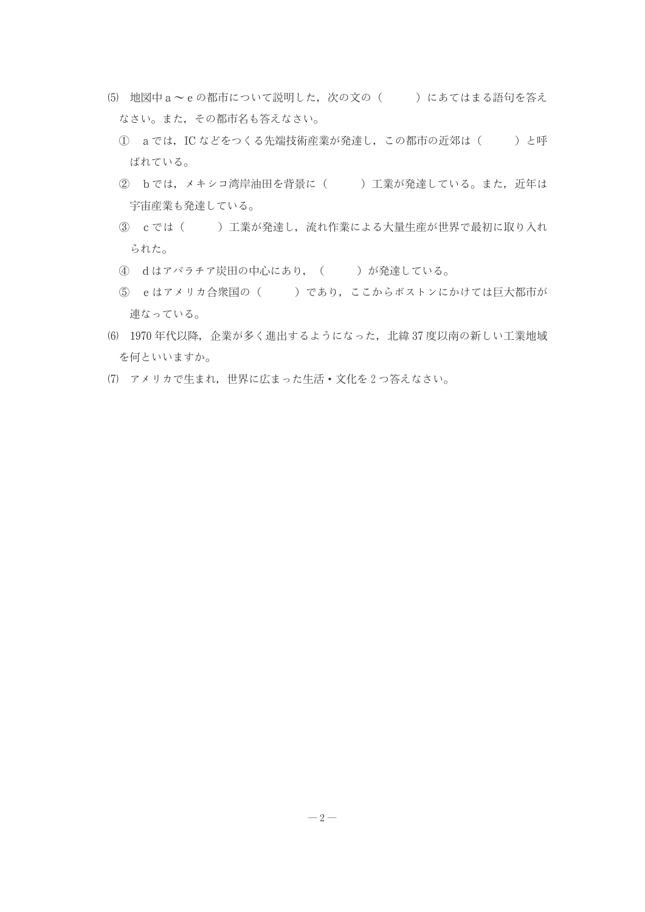⑸ 地図中ａ～ｅの都市について説明した，次の文の（　　　）にあてはまる語句を答えなさい。また，その都市名も答えなさい。

① ａでは，IC などをつくる先端技術産業が発達し，この都市の近郊は（　　　）と呼ばれている。

② ｂでは，メキシコ湾岸油田を背景に（　　　）工業が発達している。また，近年は宇宙産業も発達している。

③ ｃでは（　　　）工業が発達し，流れ作業による大量生産が世界で最初に取り入れられた。

④ ｄはアパラチア炭田の中心にあり，（　　　）が発達している。

⑤ ｅはアメリカ合衆国の（　　　）であり，ここからボストンにかけては巨大都市が連なっている。

⑹ 1970 年代以降，企業が多く進出するようになった，北緯 37 度以南の新しい工業地域を何といいますか。

⑺ アメリカで生まれ，世界に広まった生活・文化を 2 つ答えなさい。